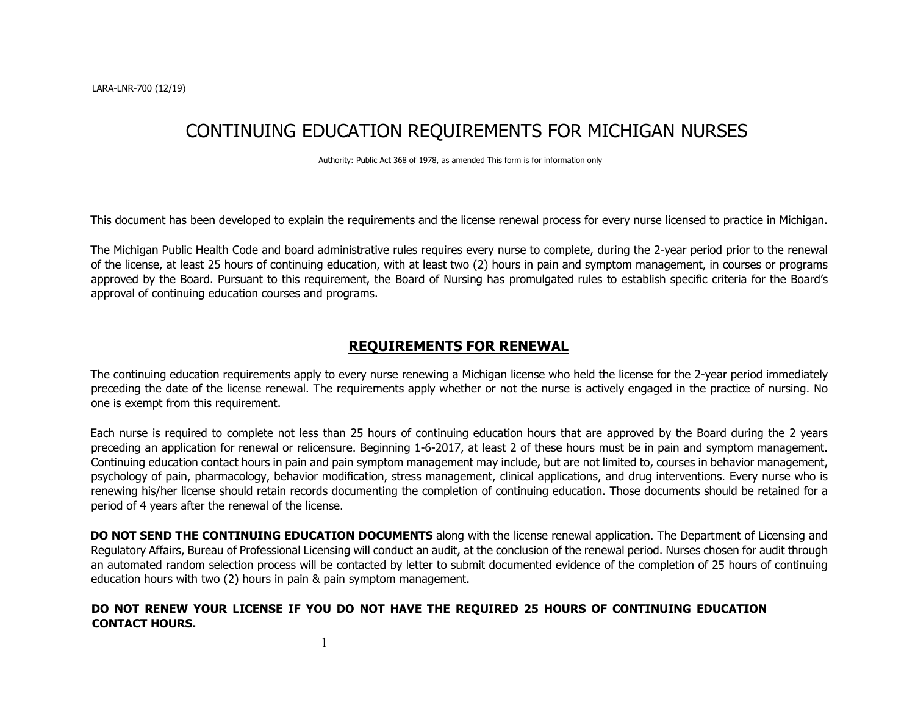LARA-LNR-700 (12/19)

# CONTINUING EDUCATION REQUIREMENTS FOR MICHIGAN NURSES

Authority: Public Act 368 of 1978, as amended This form is for information only

This document has been developed to explain the requirements and the license renewal process for every nurse licensed to practice in Michigan.

The Michigan Public Health Code and board administrative rules requires every nurse to complete, during the 2-year period prior to the renewal of the license, at least 25 hours of continuing education, with at least two (2) hours in pain and symptom management, in courses or programs approved by the Board. Pursuant to this requirement, the Board of Nursing has promulgated rules to establish specific criteria for the Board's approval of continuing education courses and programs.

## REQUIREMENTS FOR RENEWAL

The continuing education requirements apply to every nurse renewing a Michigan license who held the license for the 2-year period immediately preceding the date of the license renewal. The requirements apply whether or not the nurse is actively engaged in the practice of nursing. No one is exempt from this requirement.

Each nurse is required to complete not less than 25 hours of continuing education hours that are approved by the Board during the 2 years preceding an application for renewal or relicensure. Beginning 1-6-2017, at least 2 of these hours must be in pain and symptom management. Continuing education contact hours in pain and pain symptom management may include, but are not limited to, courses in behavior management, psychology of pain, pharmacology, behavior modification, stress management, clinical applications, and drug interventions. Every nurse who is renewing his/her license should retain records documenting the completion of continuing education. Those documents should be retained for a period of 4 years after the renewal of the license.

**DO NOT SEND THE CONTINUING EDUCATION DOCUMENTS** along with the license renewal application. The Department of Licensing and Regulatory Affairs, Bureau of Professional Licensing will conduct an audit, at the conclusion of the renewal period. Nurses chosen for audit through an automated random selection process will be contacted by letter to submit documented evidence of the completion of 25 hours of continuing education hours with two (2) hours in pain & pain symptom management.

**DO NOT RENEW YOUR LICENSE IF YOU DO NOT HAVE THE REQUIRED 25 HOURS OF CONTINUING EDUCATION CONTACT HOURS.**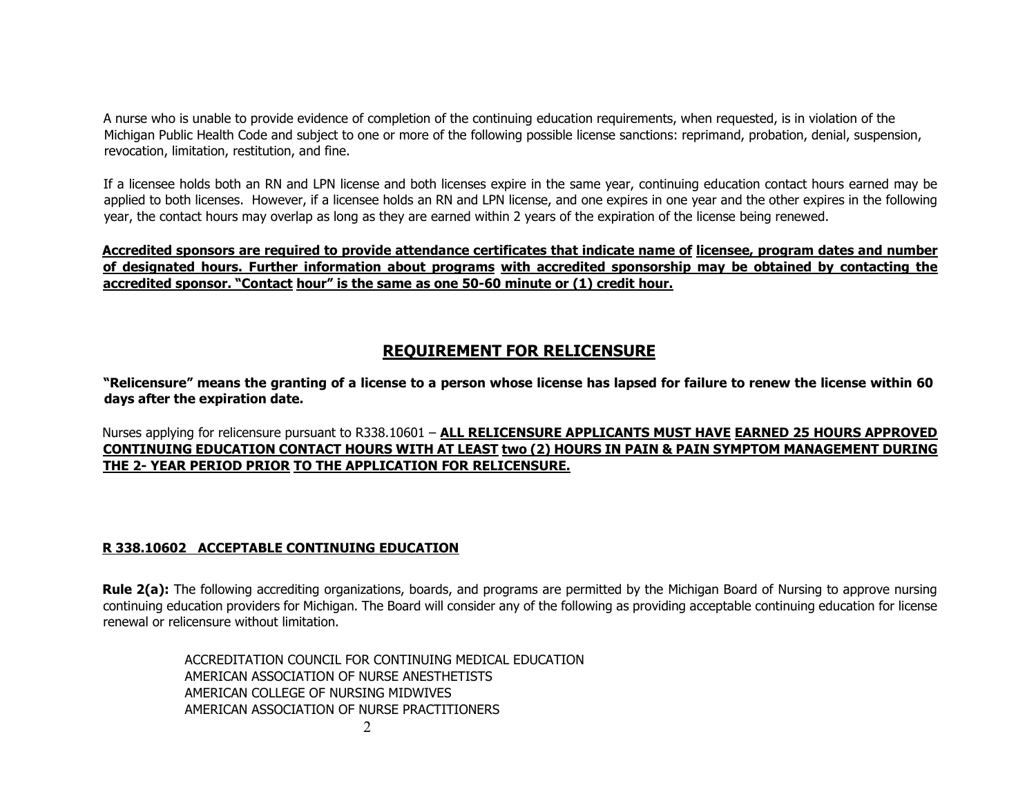A nurse who is unable to provide evidence of completion of the continuing education requirements, when requested, is in violation of the Michigan Public Health Code and subject to one or more of the following possible license sanctions: reprimand, probation, denial, suspension, revocation, limitation, restitution, and fine.

If a licensee holds both an RN and LPN license and both licenses expire in the same year, continuing education contact hours earned may be applied to both licenses. However, if a licensee holds an RN and LPN license, and one expires in one year and the other expires in the following year, the contact hours may overlap as long as they are earned within 2 years of the expiration of the license being renewed.

**Accredited sponsors are required to provide attendance certificates that indicate name of licensee, program dates and number of designated hours. Further information about programs with accredited sponsorship may be obtained by contacting the accredited sponsor. "Contact hour" is the same as one 50-60 minute or (1) credit hour.**

## REQUIREMENT FOR RELICENSURE

**"Relicensure" means the granting of a license to a person whose license has lapsed for failure to renew the license within 60 days after the expiration date.**

Nurses applying for relicensure pursuant to R338.10601 – **ALL RELICENSURE APPLICANTS MUST HAVE EARNED 25 HOURS APPROVED CONTINUING EDUCATION CONTACT HOURS WITH AT LEAST two (2) HOURS IN PAIN & PAIN SYMPTOM MANAGEMENT DURING THE 2- YEAR PERIOD PRIOR TO THE APPLICATION FOR RELICENSURE.**

### R 338.10602 ACCEPTABLE CONTINUING EDUCATION

**Rule 2(a):** The following accrediting organizations, boards, and programs are permitted by the Michigan Board of Nursing to approve nursing continuing education providers for Michigan. The Board will consider any of the following as providing acceptable continuing education for license renewal or relicensure without limitation.

ACCREDITATION COUNCIL FOR CONTINUING MEDICAL EDUCATION
AMERICAN ASSOCIATION OF NURSE ANESTHETISTS
AMERICAN COLLEGE OF NURSING MIDWIVES
AMERICAN ASSOCIATION OF NURSE PRACTITIONERS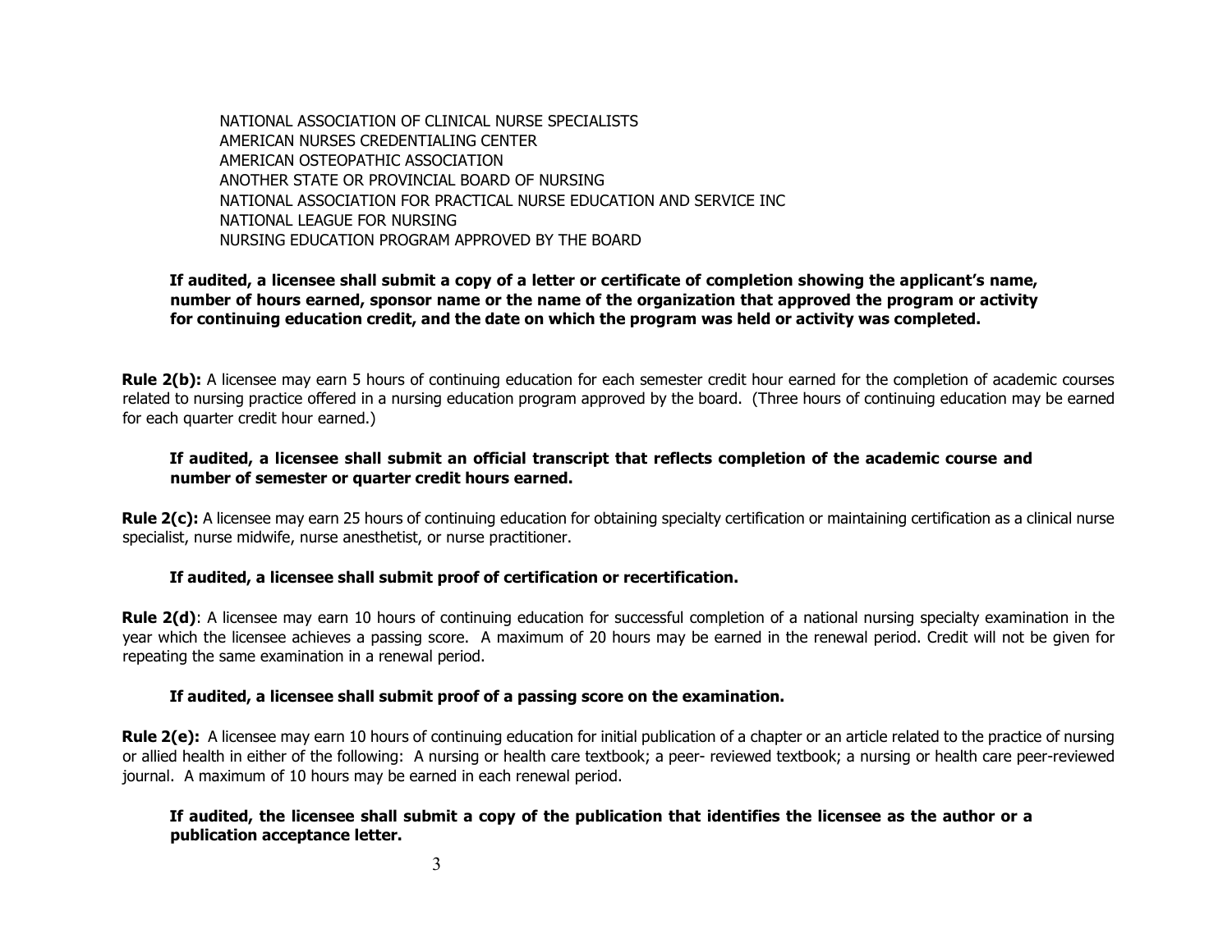NATIONAL ASSOCIATION OF CLINICAL NURSE SPECIALISTS
AMERICAN NURSES CREDENTIALING CENTER
AMERICAN OSTEOPATHIC ASSOCIATION
ANOTHER STATE OR PROVINCIAL BOARD OF NURSING
NATIONAL ASSOCIATION FOR PRACTICAL NURSE EDUCATION AND SERVICE INC
NATIONAL LEAGUE FOR NURSING
NURSING EDUCATION PROGRAM APPROVED BY THE BOARD

**If audited, a licensee shall submit a copy of a letter or certificate of completion showing the applicant's name, number of hours earned, sponsor name or the name of the organization that approved the program or activity for continuing education credit, and the date on which the program was held or activity was completed.**

**Rule 2(b):** A licensee may earn 5 hours of continuing education for each semester credit hour earned for the completion of academic courses related to nursing practice offered in a nursing education program approved by the board. (Three hours of continuing education may be earned for each quarter credit hour earned.)

**If audited, a licensee shall submit an official transcript that reflects completion of the academic course and number of semester or quarter credit hours earned.**

**Rule 2(c):** A licensee may earn 25 hours of continuing education for obtaining specialty certification or maintaining certification as a clinical nurse specialist, nurse midwife, nurse anesthetist, or nurse practitioner.

**If audited, a licensee shall submit proof of certification or recertification.**

**Rule 2(d)**: A licensee may earn 10 hours of continuing education for successful completion of a national nursing specialty examination in the year which the licensee achieves a passing score. A maximum of 20 hours may be earned in the renewal period. Credit will not be given for repeating the same examination in a renewal period.

**If audited, a licensee shall submit proof of a passing score on the examination.**

**Rule 2(e):** A licensee may earn 10 hours of continuing education for initial publication of a chapter or an article related to the practice of nursing or allied health in either of the following: A nursing or health care textbook; a peer- reviewed textbook; a nursing or health care peer-reviewed journal. A maximum of 10 hours may be earned in each renewal period.

**If audited, the licensee shall submit a copy of the publication that identifies the licensee as the author or a publication acceptance letter.**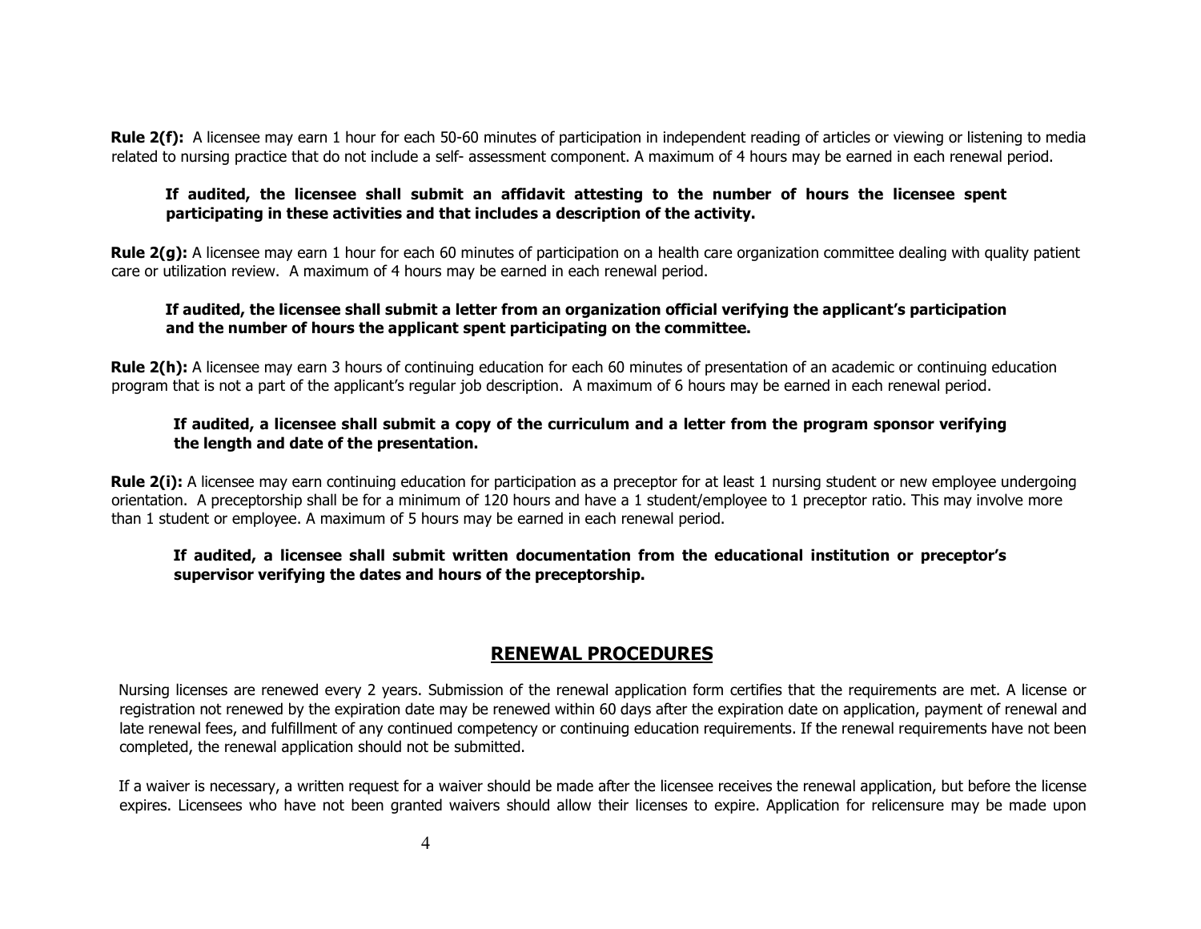**Rule 2(f):** A licensee may earn 1 hour for each 50-60 minutes of participation in independent reading of articles or viewing or listening to media related to nursing practice that do not include a self- assessment component. A maximum of 4 hours may be earned in each renewal period.

**If audited, the licensee shall submit an affidavit attesting to the number of hours the licensee spent participating in these activities and that includes a description of the activity.**

**Rule 2(g):** A licensee may earn 1 hour for each 60 minutes of participation on a health care organization committee dealing with quality patient care or utilization review. A maximum of 4 hours may be earned in each renewal period.

**If audited, the licensee shall submit a letter from an organization official verifying the applicant's participation and the number of hours the applicant spent participating on the committee.**

**Rule 2(h):** A licensee may earn 3 hours of continuing education for each 60 minutes of presentation of an academic or continuing education program that is not a part of the applicant's regular job description. A maximum of 6 hours may be earned in each renewal period.

**If audited, a licensee shall submit a copy of the curriculum and a letter from the program sponsor verifying the length and date of the presentation.**

**Rule 2(i):** A licensee may earn continuing education for participation as a preceptor for at least 1 nursing student or new employee undergoing orientation. A preceptorship shall be for a minimum of 120 hours and have a 1 student/employee to 1 preceptor ratio. This may involve more than 1 student or employee. A maximum of 5 hours may be earned in each renewal period.

**If audited, a licensee shall submit written documentation from the educational institution or preceptor's supervisor verifying the dates and hours of the preceptorship.**

## RENEWAL PROCEDURES

Nursing licenses are renewed every 2 years. Submission of the renewal application form certifies that the requirements are met. A license or registration not renewed by the expiration date may be renewed within 60 days after the expiration date on application, payment of renewal and late renewal fees, and fulfillment of any continued competency or continuing education requirements. If the renewal requirements have not been completed, the renewal application should not be submitted.

If a waiver is necessary, a written request for a waiver should be made after the licensee receives the renewal application, but before the license expires. Licensees who have not been granted waivers should allow their licenses to expire. Application for relicensure may be made upon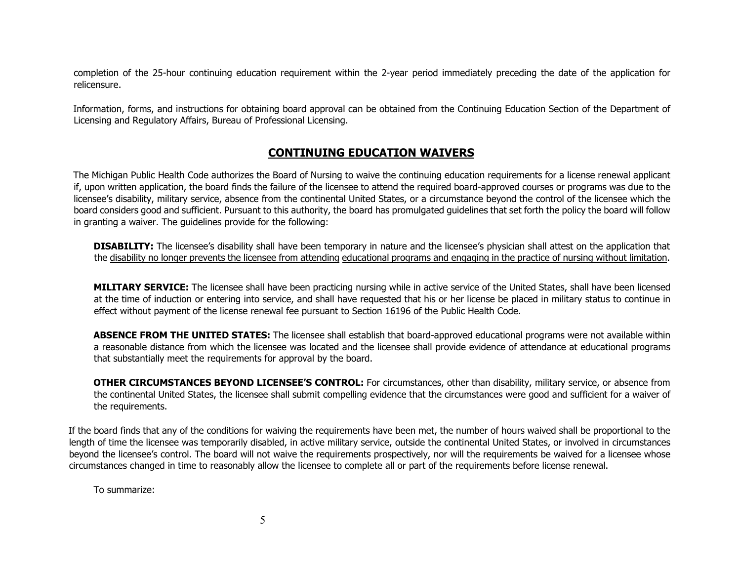completion of the 25-hour continuing education requirement within the 2-year period immediately preceding the date of the application for relicensure.

Information, forms, and instructions for obtaining board approval can be obtained from the Continuing Education Section of the Department of Licensing and Regulatory Affairs, Bureau of Professional Licensing.

## CONTINUING EDUCATION WAIVERS

The Michigan Public Health Code authorizes the Board of Nursing to waive the continuing education requirements for a license renewal applicant if, upon written application, the board finds the failure of the licensee to attend the required board-approved courses or programs was due to the licensee's disability, military service, absence from the continental United States, or a circumstance beyond the control of the licensee which the board considers good and sufficient. Pursuant to this authority, the board has promulgated guidelines that set forth the policy the board will follow in granting a waiver. The guidelines provide for the following:

**DISABILITY:** The licensee's disability shall have been temporary in nature and the licensee's physician shall attest on the application that the <u>disability no longer prevents the licensee from attending educational programs and engaging in the practice of nursing without limitation</u>.

**MILITARY SERVICE:** The licensee shall have been practicing nursing while in active service of the United States, shall have been licensed at the time of induction or entering into service, and shall have requested that his or her license be placed in military status to continue in effect without payment of the license renewal fee pursuant to Section 16196 of the Public Health Code.

**ABSENCE FROM THE UNITED STATES:** The licensee shall establish that board-approved educational programs were not available within a reasonable distance from which the licensee was located and the licensee shall provide evidence of attendance at educational programs that substantially meet the requirements for approval by the board.

**OTHER CIRCUMSTANCES BEYOND LICENSEE'S CONTROL:** For circumstances, other than disability, military service, or absence from the continental United States, the licensee shall submit compelling evidence that the circumstances were good and sufficient for a waiver of the requirements.

If the board finds that any of the conditions for waiving the requirements have been met, the number of hours waived shall be proportional to the length of time the licensee was temporarily disabled, in active military service, outside the continental United States, or involved in circumstances beyond the licensee's control. The board will not waive the requirements prospectively, nor will the requirements be waived for a licensee whose circumstances changed in time to reasonably allow the licensee to complete all or part of the requirements before license renewal.

To summarize: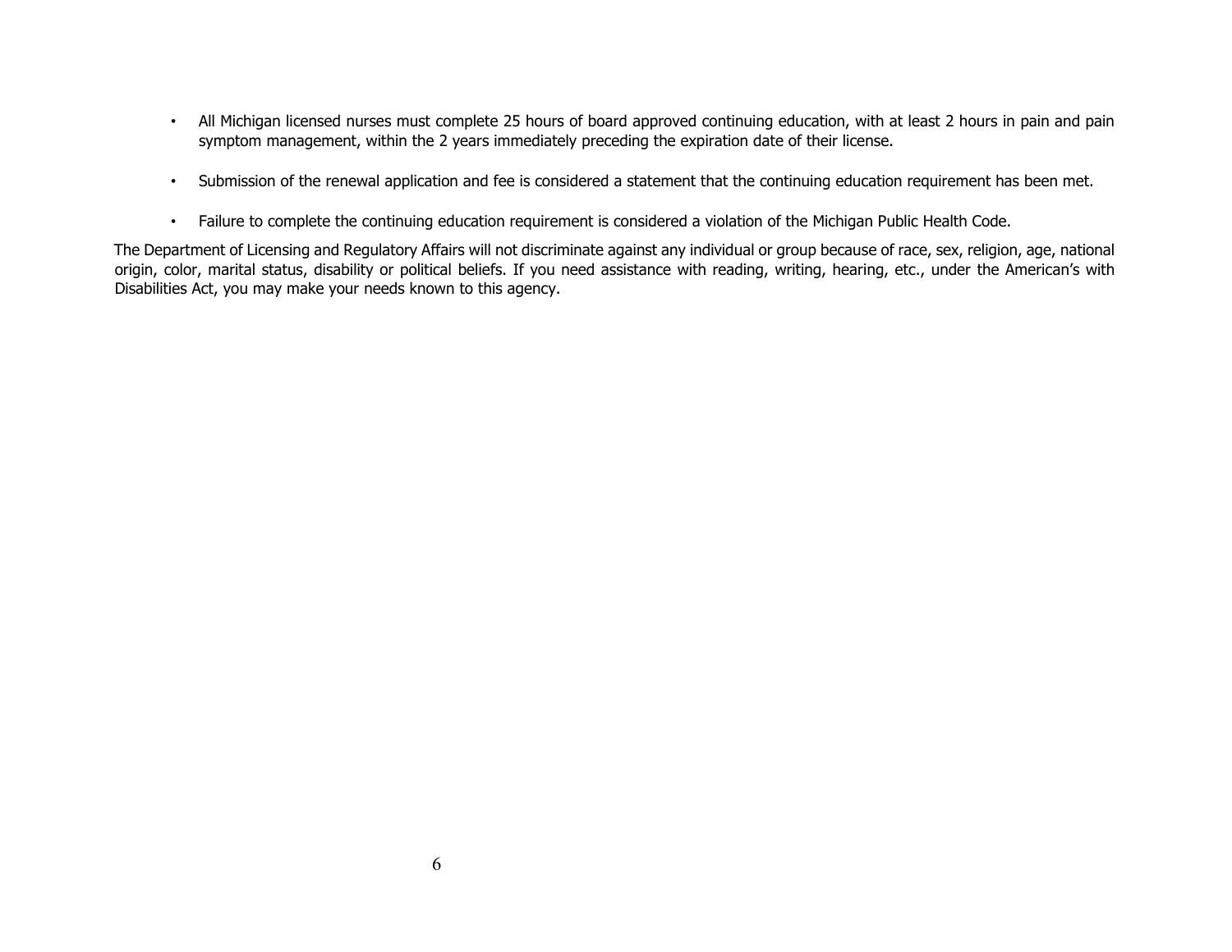- All Michigan licensed nurses must complete 25 hours of board approved continuing education, with at least 2 hours in pain and pain symptom management, within the 2 years immediately preceding the expiration date of their license.

- Submission of the renewal application and fee is considered a statement that the continuing education requirement has been met.

- Failure to complete the continuing education requirement is considered a violation of the Michigan Public Health Code.

The Department of Licensing and Regulatory Affairs will not discriminate against any individual or group because of race, sex, religion, age, national origin, color, marital status, disability or political beliefs. If you need assistance with reading, writing, hearing, etc., under the American's with Disabilities Act, you may make your needs known to this agency.